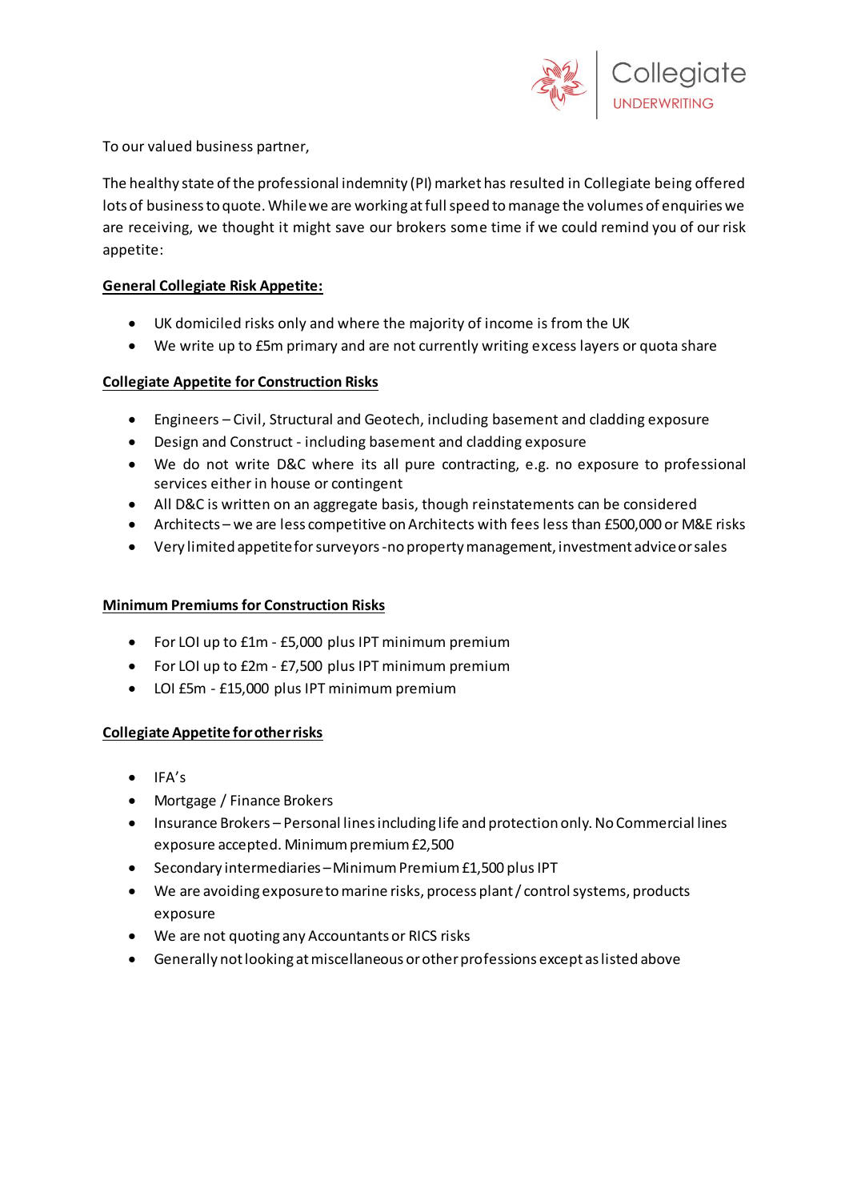To our valued business partner,

The healthy state of the professional indemnity (PI) market has resulted in Collegiate being offered lots of business to quote. While we are working at full speed to manage the volumes of enquiries we are receiving, we thought it might save our brokers some time if we could remind you of our risk appetite:

**General Collegiate Risk Appetite:**

- UK domiciled risks only and where the majority of income is from the UK
- We write up to £5m primary and are not currently writing excess layers or quota share

**Collegiate Appetite for Construction Risks**

- Engineers – Civil, Structural and Geotech, including basement and cladding exposure
- Design and Construct - including basement and cladding exposure
- We do not write D&C where its all pure contracting, e.g. no exposure to professional services either in house or contingent
- All D&C is written on an aggregate basis, though reinstatements can be considered
- Architects – we are less competitive on Architects with fees less than £500,000 or M&E risks
- Very limited appetite for surveyors -no property management, investment advice or sales

**Minimum Premiums for Construction Risks**

- For LOI up to £1m - £5,000 plus IPT minimum premium
- For LOI up to £2m - £7,500 plus IPT minimum premium
- LOI £5m - £15,000 plus IPT minimum premium

**Collegiate Appetite for other risks**

- IFA's
- Mortgage / Finance Brokers
- Insurance Brokers – Personal lines including life and protection only. No Commercial lines exposure accepted. Minimum premium £2,500
- Secondary intermediaries – Minimum Premium £1,500 plus IPT
- We are avoiding exposure to marine risks, process plant / control systems, products exposure
- We are not quoting any Accountants or RICS risks
- Generally not looking at miscellaneous or other professions except as listed above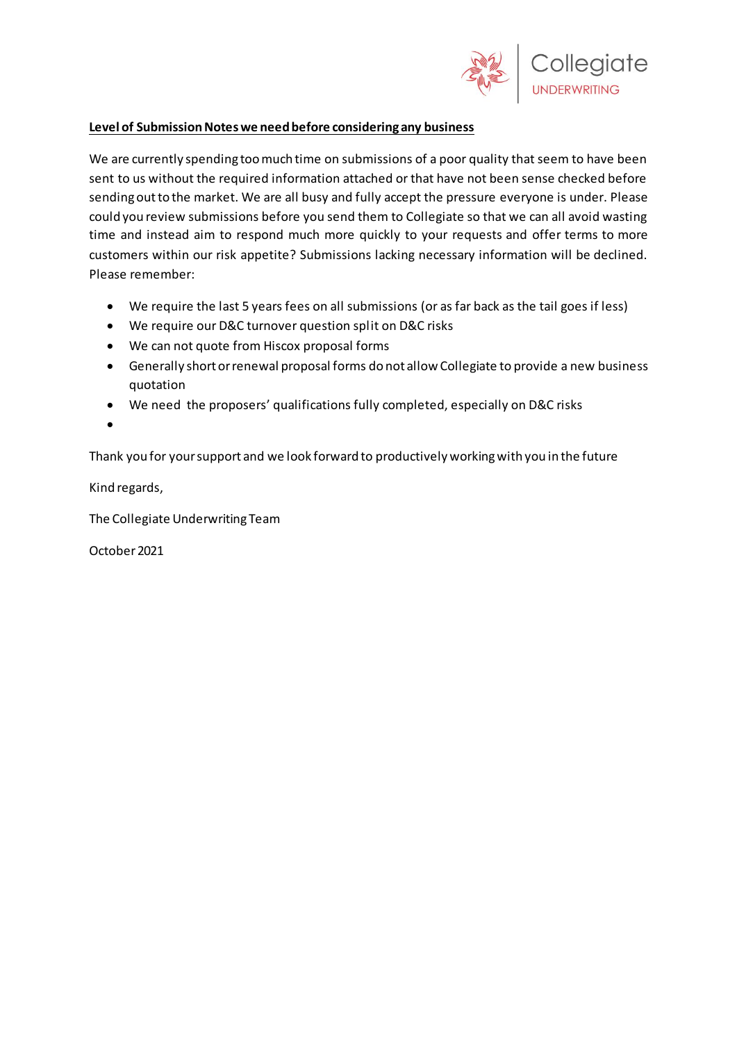Collegiate
UNDERWRITING

**Level of Submission Notes we need before considering any business**

We are currently spending too much time on submissions of a poor quality that seem to have been sent to us without the required information attached or that have not been sense checked before sending out to the market. We are all busy and fully accept the pressure everyone is under. Please could you review submissions before you send them to Collegiate so that we can all avoid wasting time and instead aim to respond much more quickly to your requests and offer terms to more customers within our risk appetite? Submissions lacking necessary information will be declined. Please remember:

- We require the last 5 years fees on all submissions (or as far back as the tail goes if less)
- We require our D&C turnover question split on D&C risks
- We can not quote from Hiscox proposal forms
- Generally short or renewal proposal forms do not allow Collegiate to provide a new business quotation
- We need the proposers' qualifications fully completed, especially on D&C risks
-

Thank you for your support and we look forward to productively working with you in the future

Kind regards,

The Collegiate Underwriting Team

October 2021